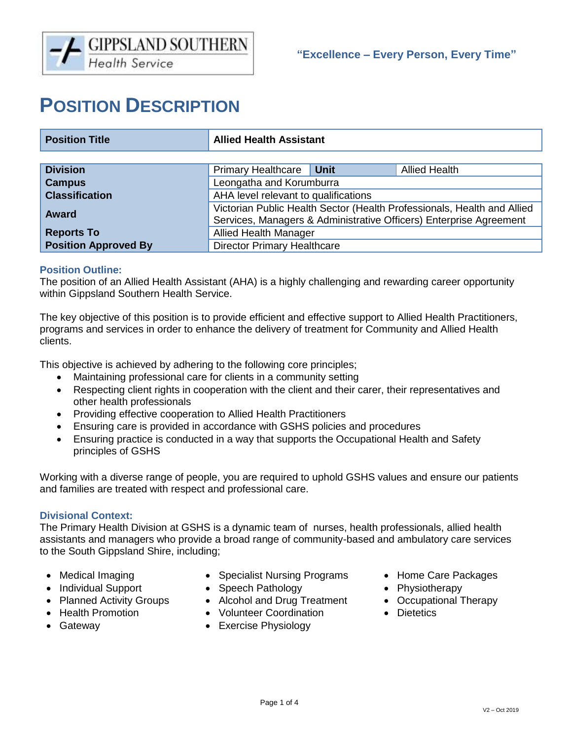GIPPSLAND SOUTHERN Health Service

"Excellence – Every Person, Every Time"

# POSITION DESCRIPTION

| Position Title | Allied Health Assistant |
| --- | --- |

| Division | Primary Healthcare | Unit | Allied Health |
| --- | --- | --- | --- |
| Campus | Leongatha and Korumburra | | |
| Classification | AHA level relevant to qualifications | | |
| Award | Victorian Public Health Sector (Health Professionals, Health and Allied Services, Managers & Administrative Officers) Enterprise Agreement | | |
| Reports To | Allied Health Manager | | |
| Position Approved By | Director Primary Healthcare | | |

### Position Outline:

The position of an Allied Health Assistant (AHA) is a highly challenging and rewarding career opportunity within Gippsland Southern Health Service.

The key objective of this position is to provide efficient and effective support to Allied Health Practitioners, programs and services in order to enhance the delivery of treatment for Community and Allied Health clients.

This objective is achieved by adhering to the following core principles;

- Maintaining professional care for clients in a community setting
- Respecting client rights in cooperation with the client and their carer, their representatives and other health professionals
- Providing effective cooperation to Allied Health Practitioners
- Ensuring care is provided in accordance with GSHS policies and procedures
- Ensuring practice is conducted in a way that supports the Occupational Health and Safety principles of GSHS

Working with a diverse range of people, you are required to uphold GSHS values and ensure our patients and families are treated with respect and professional care.

### Divisional Context:

The Primary Health Division at GSHS is a dynamic team of nurses, health professionals, allied health assistants and managers who provide a broad range of community-based and ambulatory care services to the South Gippsland Shire, including;

- Medical Imaging
- Individual Support
- Planned Activity Groups
- Health Promotion
- Gateway
- Specialist Nursing Programs
- Speech Pathology
- Alcohol and Drug Treatment
- Volunteer Coordination
- Exercise Physiology
- Home Care Packages
- Physiotherapy
- Occupational Therapy
- Dietetics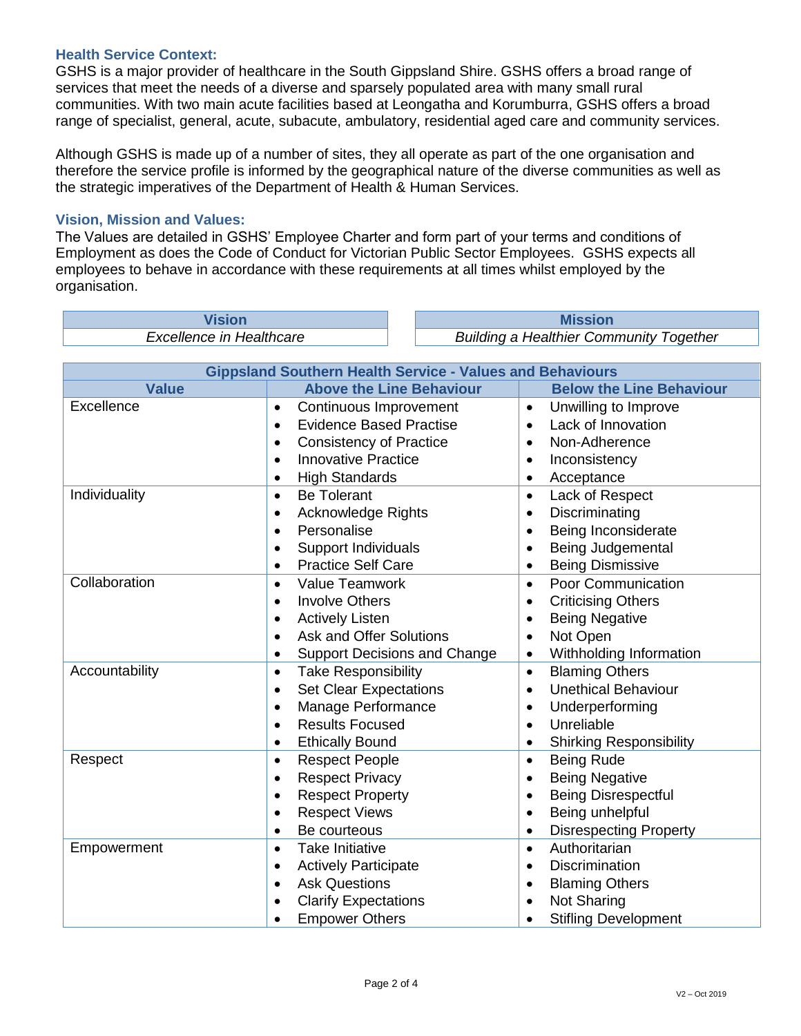### Health Service Context:

GSHS is a major provider of healthcare in the South Gippsland Shire. GSHS offers a broad range of services that meet the needs of a diverse and sparsely populated area with many small rural communities. With two main acute facilities based at Leongatha and Korumburra, GSHS offers a broad range of specialist, general, acute, subacute, ambulatory, residential aged care and community services.

Although GSHS is made up of a number of sites, they all operate as part of the one organisation and therefore the service profile is informed by the geographical nature of the diverse communities as well as the strategic imperatives of the Department of Health & Human Services.

### Vision, Mission and Values:

The Values are detailed in GSHS' Employee Charter and form part of your terms and conditions of Employment as does the Code of Conduct for Victorian Public Sector Employees. GSHS expects all employees to behave in accordance with these requirements at all times whilst employed by the organisation.

| Vision |
| --- |
| *Excellence in Healthcare* |

| Mission |
| --- |
| *Building a Healthier Community Together* |

| Gippsland Southern Health Service - Values and Behaviours | | |
| --- | --- | --- |
| **Value** | **Above the Line Behaviour** | **Below the Line Behaviour** |
| Excellence | • Continuous Improvement<br>• Evidence Based Practise<br>• Consistency of Practice<br>• Innovative Practice<br>• High Standards | • Unwilling to Improve<br>• Lack of Innovation<br>• Non-Adherence<br>• Inconsistency<br>• Acceptance |
| Individuality | • Be Tolerant<br>• Acknowledge Rights<br>• Personalise<br>• Support Individuals<br>• Practice Self Care | • Lack of Respect<br>• Discriminating<br>• Being Inconsiderate<br>• Being Judgemental<br>• Being Dismissive |
| Collaboration | • Value Teamwork<br>• Involve Others<br>• Actively Listen<br>• Ask and Offer Solutions<br>• Support Decisions and Change | • Poor Communication<br>• Criticising Others<br>• Being Negative<br>• Not Open<br>• Withholding Information |
| Accountability | • Take Responsibility<br>• Set Clear Expectations<br>• Manage Performance<br>• Results Focused<br>• Ethically Bound | • Blaming Others<br>• Unethical Behaviour<br>• Underperforming<br>• Unreliable<br>• Shirking Responsibility |
| Respect | • Respect People<br>• Respect Privacy<br>• Respect Property<br>• Respect Views<br>• Be courteous | • Being Rude<br>• Being Negative<br>• Being Disrespectful<br>• Being unhelpful<br>• Disrespecting Property |
| Empowerment | • Take Initiative<br>• Actively Participate<br>• Ask Questions<br>• Clarify Expectations<br>• Empower Others | • Authoritarian<br>• Discrimination<br>• Blaming Others<br>• Not Sharing<br>• Stifling Development |

V2 – Oct 2019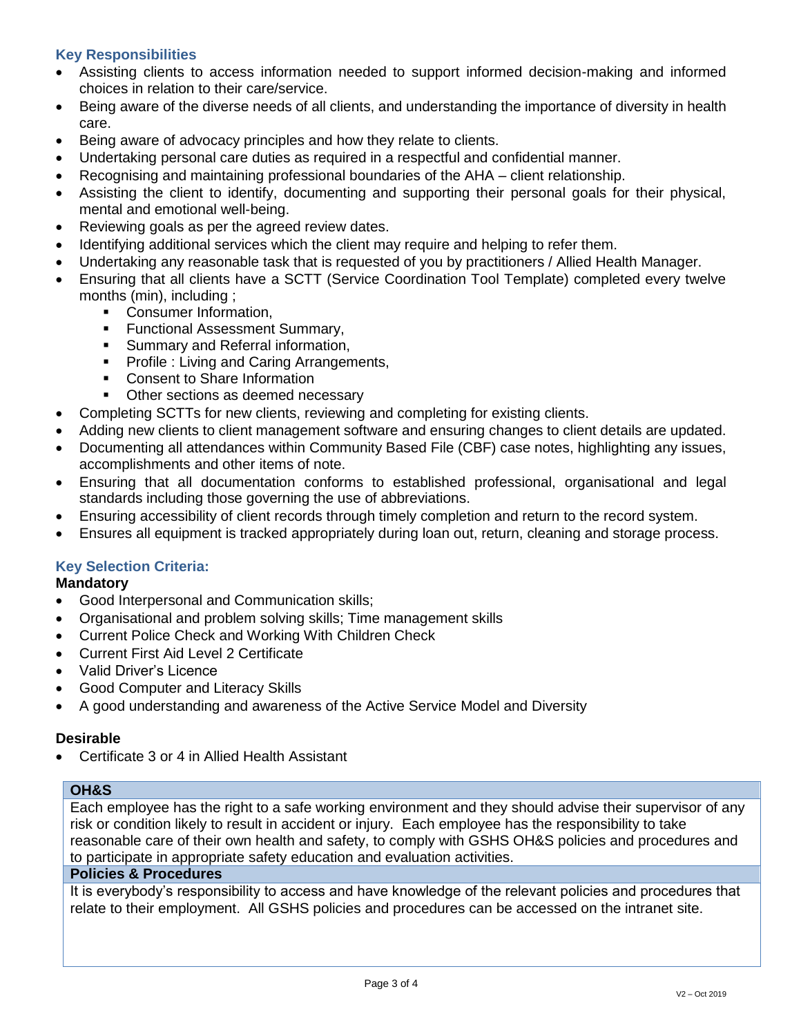## Key Responsibilities

- Assisting clients to access information needed to support informed decision-making and informed choices in relation to their care/service.
- Being aware of the diverse needs of all clients, and understanding the importance of diversity in health care.
- Being aware of advocacy principles and how they relate to clients.
- Undertaking personal care duties as required in a respectful and confidential manner.
- Recognising and maintaining professional boundaries of the AHA – client relationship.
- Assisting the client to identify, documenting and supporting their personal goals for their physical, mental and emotional well-being.
- Reviewing goals as per the agreed review dates.
- Identifying additional services which the client may require and helping to refer them.
- Undertaking any reasonable task that is requested of you by practitioners / Allied Health Manager.
- Ensuring that all clients have a SCTT (Service Coordination Tool Template) completed every twelve months (min), including ;
  - Consumer Information,
  - Functional Assessment Summary,
  - Summary and Referral information,
  - Profile : Living and Caring Arrangements,
  - Consent to Share Information
  - Other sections as deemed necessary
- Completing SCTTs for new clients, reviewing and completing for existing clients.
- Adding new clients to client management software and ensuring changes to client details are updated.
- Documenting all attendances within Community Based File (CBF) case notes, highlighting any issues, accomplishments and other items of note.
- Ensuring that all documentation conforms to established professional, organisational and legal standards including those governing the use of abbreviations.
- Ensuring accessibility of client records through timely completion and return to the record system.
- Ensures all equipment is tracked appropriately during loan out, return, cleaning and storage process.

## Key Selection Criteria:

### Mandatory

- Good Interpersonal and Communication skills;
- Organisational and problem solving skills; Time management skills
- Current Police Check and Working With Children Check
- Current First Aid Level 2 Certificate
- Valid Driver's Licence
- Good Computer and Literacy Skills
- A good understanding and awareness of the Active Service Model and Diversity

### Desirable

- Certificate 3 or 4 in Allied Health Assistant

| OH&S |
| --- |
| Each employee has the right to a safe working environment and they should advise their supervisor of any risk or condition likely to result in accident or injury. Each employee has the responsibility to take reasonable care of their own health and safety, to comply with GSHS OH&S policies and procedures and to participate in appropriate safety education and evaluation activities. |
| **Policies & Procedures** |
| It is everybody's responsibility to access and have knowledge of the relevant policies and procedures that relate to their employment. All GSHS policies and procedures can be accessed on the intranet site. |

V2 – Oct 2019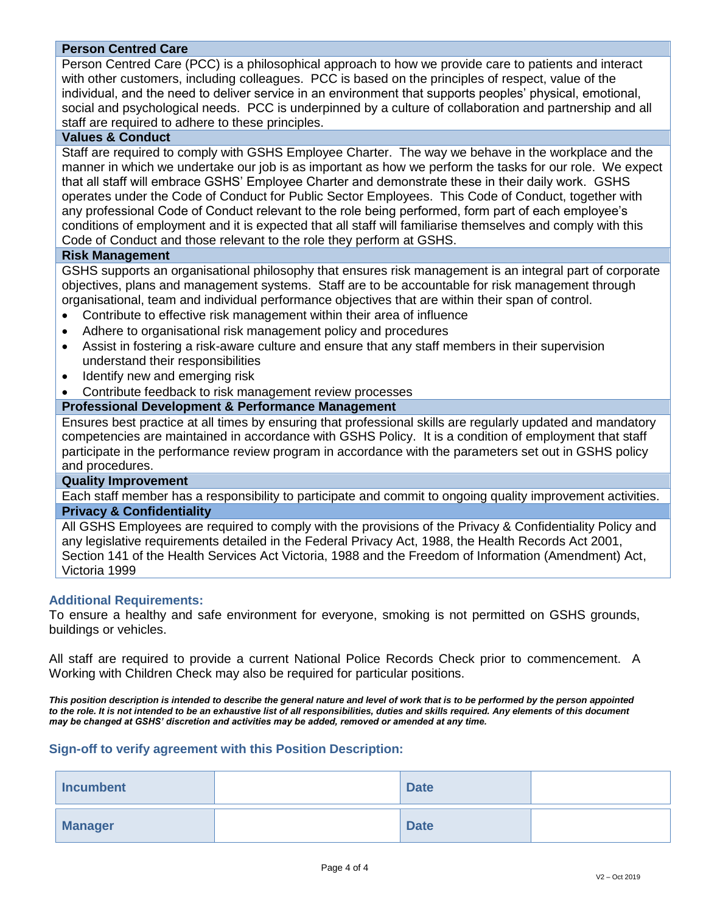### Person Centred Care

Person Centred Care (PCC) is a philosophical approach to how we provide care to patients and interact with other customers, including colleagues. PCC is based on the principles of respect, value of the individual, and the need to deliver service in an environment that supports peoples' physical, emotional, social and psychological needs. PCC is underpinned by a culture of collaboration and partnership and all staff are required to adhere to these principles.

### Values & Conduct

Staff are required to comply with GSHS Employee Charter. The way we behave in the workplace and the manner in which we undertake our job is as important as how we perform the tasks for our role. We expect that all staff will embrace GSHS' Employee Charter and demonstrate these in their daily work. GSHS operates under the Code of Conduct for Public Sector Employees. This Code of Conduct, together with any professional Code of Conduct relevant to the role being performed, form part of each employee's conditions of employment and it is expected that all staff will familiarise themselves and comply with this Code of Conduct and those relevant to the role they perform at GSHS.

### Risk Management

GSHS supports an organisational philosophy that ensures risk management is an integral part of corporate objectives, plans and management systems. Staff are to be accountable for risk management through organisational, team and individual performance objectives that are within their span of control.

- Contribute to effective risk management within their area of influence
- Adhere to organisational risk management policy and procedures
- Assist in fostering a risk-aware culture and ensure that any staff members in their supervision understand their responsibilities
- Identify new and emerging risk
- Contribute feedback to risk management review processes

### Professional Development & Performance Management

Ensures best practice at all times by ensuring that professional skills are regularly updated and mandatory competencies are maintained in accordance with GSHS Policy. It is a condition of employment that staff participate in the performance review program in accordance with the parameters set out in GSHS policy and procedures.

### Quality Improvement

Each staff member has a responsibility to participate and commit to ongoing quality improvement activities.

### Privacy & Confidentiality

All GSHS Employees are required to comply with the provisions of the Privacy & Confidentiality Policy and any legislative requirements detailed in the Federal Privacy Act, 1988, the Health Records Act 2001, Section 141 of the Health Services Act Victoria, 1988 and the Freedom of Information (Amendment) Act, Victoria 1999

## Additional Requirements:

To ensure a healthy and safe environment for everyone, smoking is not permitted on GSHS grounds, buildings or vehicles.

All staff are required to provide a current National Police Records Check prior to commencement. A Working with Children Check may also be required for particular positions.

***This position description is intended to describe the general nature and level of work that is to be performed by the person appointed to the role. It is not intended to be an exhaustive list of all responsibilities, duties and skills required. Any elements of this document may be changed at GSHS' discretion and activities may be added, removed or amended at any time.***

## Sign-off to verify agreement with this Position Description:

| | | | |
|---|---|---|---|
| **Incumbent** | | **Date** | |
| **Manager** | | **Date** | |

V2 – Oct 2019